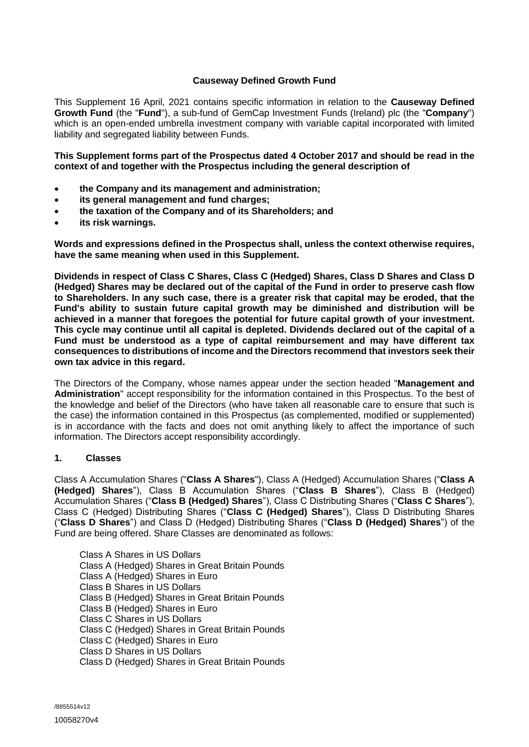# Causeway Defined Growth Fund

This Supplement 16 April, 2021 contains specific information in relation to the **Causeway Defined Growth Fund** (the "**Fund**"), a sub-fund of GemCap Investment Funds (Ireland) plc (the "**Company**") which is an open-ended umbrella investment company with variable capital incorporated with limited liability and segregated liability between Funds.

**This Supplement forms part of the Prospectus dated 4 October 2017 and should be read in the context of and together with the Prospectus including the general description of**

- **the Company and its management and administration;**
- **its general management and fund charges;**
- **the taxation of the Company and of its Shareholders; and**
- **its risk warnings.**

**Words and expressions defined in the Prospectus shall, unless the context otherwise requires, have the same meaning when used in this Supplement.**

**Dividends in respect of Class C Shares, Class C (Hedged) Shares, Class D Shares and Class D (Hedged) Shares may be declared out of the capital of the Fund in order to preserve cash flow to Shareholders. In any such case, there is a greater risk that capital may be eroded, that the Fund's ability to sustain future capital growth may be diminished and distribution will be achieved in a manner that foregoes the potential for future capital growth of your investment. This cycle may continue until all capital is depleted. Dividends declared out of the capital of a Fund must be understood as a type of capital reimbursement and may have different tax consequences to distributions of income and the Directors recommend that investors seek their own tax advice in this regard.**

The Directors of the Company, whose names appear under the section headed "**Management and Administration**" accept responsibility for the information contained in this Prospectus. To the best of the knowledge and belief of the Directors (who have taken all reasonable care to ensure that such is the case) the information contained in this Prospectus (as complemented, modified or supplemented) is in accordance with the facts and does not omit anything likely to affect the importance of such information. The Directors accept responsibility accordingly.

## 1. Classes

Class A Accumulation Shares ("**Class A Shares**"), Class A (Hedged) Accumulation Shares ("**Class A (Hedged) Shares**"), Class B Accumulation Shares ("**Class B Shares**"), Class B (Hedged) Accumulation Shares ("**Class B (Hedged) Shares**"), Class C Distributing Shares ("**Class C Shares**"), Class C (Hedged) Distributing Shares ("**Class C (Hedged) Shares**"), Class D Distributing Shares ("**Class D Shares**") and Class D (Hedged) Distributing Shares ("**Class D (Hedged) Shares**") of the Fund are being offered. Share Classes are denominated as follows:

Class A Shares in US Dollars
Class A (Hedged) Shares in Great Britain Pounds
Class A (Hedged) Shares in Euro
Class B Shares in US Dollars
Class B (Hedged) Shares in Great Britain Pounds
Class B (Hedged) Shares in Euro
Class C Shares in US Dollars
Class C (Hedged) Shares in Great Britain Pounds
Class C (Hedged) Shares in Euro
Class D Shares in US Dollars
Class D (Hedged) Shares in Great Britain Pounds

/8855514v12

10058270v4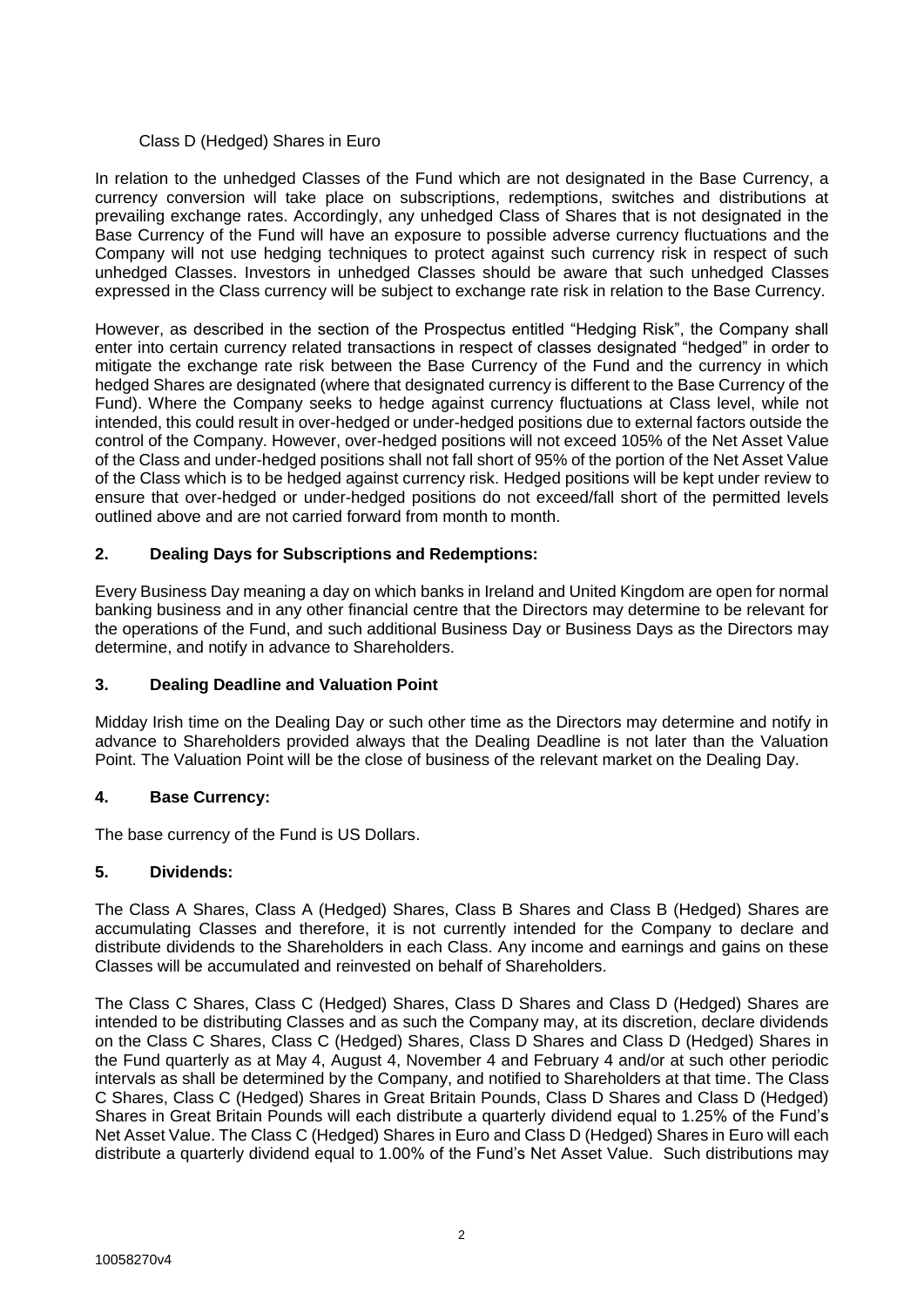Class D (Hedged) Shares in Euro

In relation to the unhedged Classes of the Fund which are not designated in the Base Currency, a currency conversion will take place on subscriptions, redemptions, switches and distributions at prevailing exchange rates. Accordingly, any unhedged Class of Shares that is not designated in the Base Currency of the Fund will have an exposure to possible adverse currency fluctuations and the Company will not use hedging techniques to protect against such currency risk in respect of such unhedged Classes. Investors in unhedged Classes should be aware that such unhedged Classes expressed in the Class currency will be subject to exchange rate risk in relation to the Base Currency.

However, as described in the section of the Prospectus entitled "Hedging Risk", the Company shall enter into certain currency related transactions in respect of classes designated "hedged" in order to mitigate the exchange rate risk between the Base Currency of the Fund and the currency in which hedged Shares are designated (where that designated currency is different to the Base Currency of the Fund). Where the Company seeks to hedge against currency fluctuations at Class level, while not intended, this could result in over-hedged or under-hedged positions due to external factors outside the control of the Company. However, over-hedged positions will not exceed 105% of the Net Asset Value of the Class and under-hedged positions shall not fall short of 95% of the portion of the Net Asset Value of the Class which is to be hedged against currency risk. Hedged positions will be kept under review to ensure that over-hedged or under-hedged positions do not exceed/fall short of the permitted levels outlined above and are not carried forward from month to month.

## 2. Dealing Days for Subscriptions and Redemptions:

Every Business Day meaning a day on which banks in Ireland and United Kingdom are open for normal banking business and in any other financial centre that the Directors may determine to be relevant for the operations of the Fund, and such additional Business Day or Business Days as the Directors may determine, and notify in advance to Shareholders.

## 3. Dealing Deadline and Valuation Point

Midday Irish time on the Dealing Day or such other time as the Directors may determine and notify in advance to Shareholders provided always that the Dealing Deadline is not later than the Valuation Point. The Valuation Point will be the close of business of the relevant market on the Dealing Day.

## 4. Base Currency:

The base currency of the Fund is US Dollars.

## 5. Dividends:

The Class A Shares, Class A (Hedged) Shares, Class B Shares and Class B (Hedged) Shares are accumulating Classes and therefore, it is not currently intended for the Company to declare and distribute dividends to the Shareholders in each Class. Any income and earnings and gains on these Classes will be accumulated and reinvested on behalf of Shareholders.

The Class C Shares, Class C (Hedged) Shares, Class D Shares and Class D (Hedged) Shares are intended to be distributing Classes and as such the Company may, at its discretion, declare dividends on the Class C Shares, Class C (Hedged) Shares, Class D Shares and Class D (Hedged) Shares in the Fund quarterly as at May 4, August 4, November 4 and February 4 and/or at such other periodic intervals as shall be determined by the Company, and notified to Shareholders at that time. The Class C Shares, Class C (Hedged) Shares in Great Britain Pounds, Class D Shares and Class D (Hedged) Shares in Great Britain Pounds will each distribute a quarterly dividend equal to 1.25% of the Fund's Net Asset Value. The Class C (Hedged) Shares in Euro and Class D (Hedged) Shares in Euro will each distribute a quarterly dividend equal to 1.00% of the Fund's Net Asset Value. Such distributions may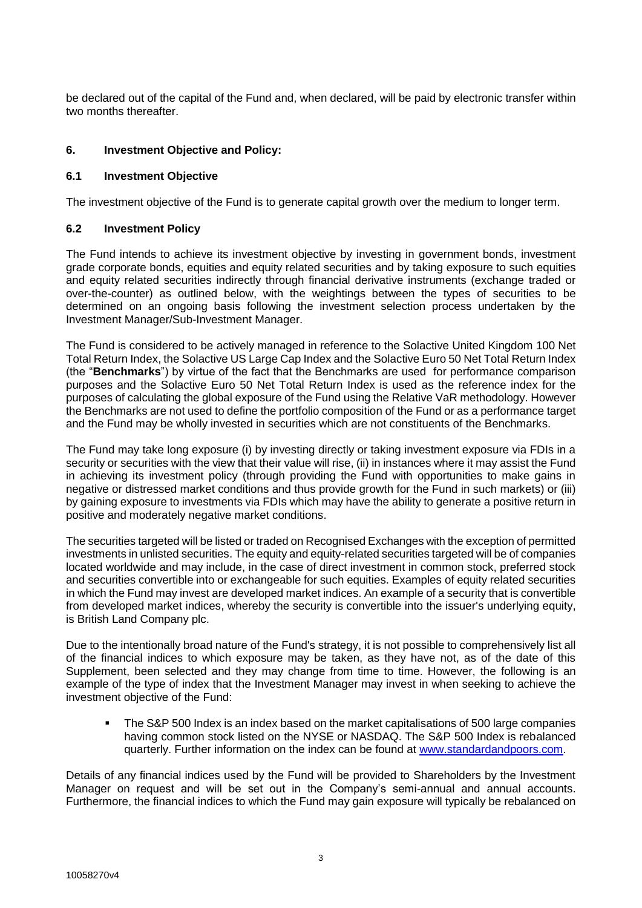be declared out of the capital of the Fund and, when declared, will be paid by electronic transfer within two months thereafter.

## 6. Investment Objective and Policy:

### 6.1 Investment Objective

The investment objective of the Fund is to generate capital growth over the medium to longer term.

### 6.2 Investment Policy

The Fund intends to achieve its investment objective by investing in government bonds, investment grade corporate bonds, equities and equity related securities and by taking exposure to such equities and equity related securities indirectly through financial derivative instruments (exchange traded or over-the-counter) as outlined below, with the weightings between the types of securities to be determined on an ongoing basis following the investment selection process undertaken by the Investment Manager/Sub-Investment Manager.

The Fund is considered to be actively managed in reference to the Solactive United Kingdom 100 Net Total Return Index, the Solactive US Large Cap Index and the Solactive Euro 50 Net Total Return Index (the "**Benchmarks**") by virtue of the fact that the Benchmarks are used for performance comparison purposes and the Solactive Euro 50 Net Total Return Index is used as the reference index for the purposes of calculating the global exposure of the Fund using the Relative VaR methodology. However the Benchmarks are not used to define the portfolio composition of the Fund or as a performance target and the Fund may be wholly invested in securities which are not constituents of the Benchmarks.

The Fund may take long exposure (i) by investing directly or taking investment exposure via FDIs in a security or securities with the view that their value will rise, (ii) in instances where it may assist the Fund in achieving its investment policy (through providing the Fund with opportunities to make gains in negative or distressed market conditions and thus provide growth for the Fund in such markets) or (iii) by gaining exposure to investments via FDIs which may have the ability to generate a positive return in positive and moderately negative market conditions.

The securities targeted will be listed or traded on Recognised Exchanges with the exception of permitted investments in unlisted securities. The equity and equity-related securities targeted will be of companies located worldwide and may include, in the case of direct investment in common stock, preferred stock and securities convertible into or exchangeable for such equities. Examples of equity related securities in which the Fund may invest are developed market indices. An example of a security that is convertible from developed market indices, whereby the security is convertible into the issuer's underlying equity, is British Land Company plc.

Due to the intentionally broad nature of the Fund's strategy, it is not possible to comprehensively list all of the financial indices to which exposure may be taken, as they have not, as of the date of this Supplement, been selected and they may change from time to time. However, the following is an example of the type of index that the Investment Manager may invest in when seeking to achieve the investment objective of the Fund:

- The S&P 500 Index is an index based on the market capitalisations of 500 large companies having common stock listed on the NYSE or NASDAQ. The S&P 500 Index is rebalanced quarterly. Further information on the index can be found at www.standardandpoors.com.

Details of any financial indices used by the Fund will be provided to Shareholders by the Investment Manager on request and will be set out in the Company's semi-annual and annual accounts. Furthermore, the financial indices to which the Fund may gain exposure will typically be rebalanced on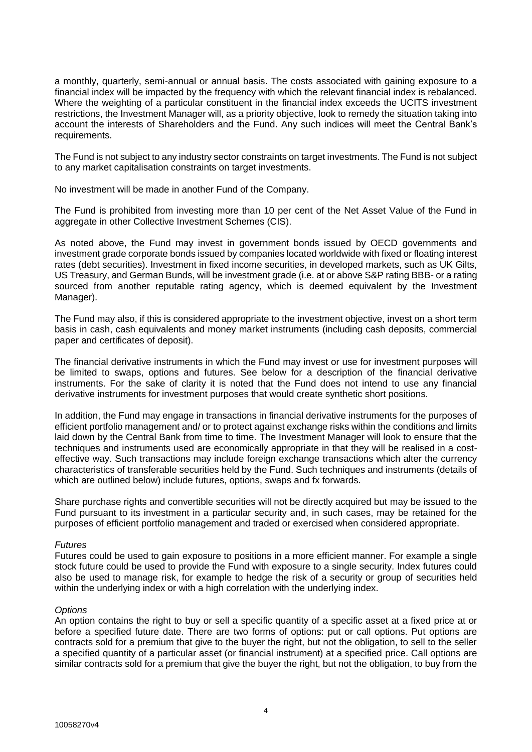a monthly, quarterly, semi-annual or annual basis. The costs associated with gaining exposure to a financial index will be impacted by the frequency with which the relevant financial index is rebalanced. Where the weighting of a particular constituent in the financial index exceeds the UCITS investment restrictions, the Investment Manager will, as a priority objective, look to remedy the situation taking into account the interests of Shareholders and the Fund. Any such indices will meet the Central Bank's requirements.

The Fund is not subject to any industry sector constraints on target investments. The Fund is not subject to any market capitalisation constraints on target investments.

No investment will be made in another Fund of the Company.

The Fund is prohibited from investing more than 10 per cent of the Net Asset Value of the Fund in aggregate in other Collective Investment Schemes (CIS).

As noted above, the Fund may invest in government bonds issued by OECD governments and investment grade corporate bonds issued by companies located worldwide with fixed or floating interest rates (debt securities). Investment in fixed income securities, in developed markets, such as UK Gilts, US Treasury, and German Bunds, will be investment grade (i.e. at or above S&P rating BBB- or a rating sourced from another reputable rating agency, which is deemed equivalent by the Investment Manager).

The Fund may also, if this is considered appropriate to the investment objective, invest on a short term basis in cash, cash equivalents and money market instruments (including cash deposits, commercial paper and certificates of deposit).

The financial derivative instruments in which the Fund may invest or use for investment purposes will be limited to swaps, options and futures. See below for a description of the financial derivative instruments. For the sake of clarity it is noted that the Fund does not intend to use any financial derivative instruments for investment purposes that would create synthetic short positions.

In addition, the Fund may engage in transactions in financial derivative instruments for the purposes of efficient portfolio management and/ or to protect against exchange risks within the conditions and limits laid down by the Central Bank from time to time. The Investment Manager will look to ensure that the techniques and instruments used are economically appropriate in that they will be realised in a cost-effective way. Such transactions may include foreign exchange transactions which alter the currency characteristics of transferable securities held by the Fund. Such techniques and instruments (details of which are outlined below) include futures, options, swaps and fx forwards.

Share purchase rights and convertible securities will not be directly acquired but may be issued to the Fund pursuant to its investment in a particular security and, in such cases, may be retained for the purposes of efficient portfolio management and traded or exercised when considered appropriate.

*Futures*

Futures could be used to gain exposure to positions in a more efficient manner. For example a single stock future could be used to provide the Fund with exposure to a single security. Index futures could also be used to manage risk, for example to hedge the risk of a security or group of securities held within the underlying index or with a high correlation with the underlying index.

*Options*

An option contains the right to buy or sell a specific quantity of a specific asset at a fixed price at or before a specified future date. There are two forms of options: put or call options. Put options are contracts sold for a premium that give to the buyer the right, but not the obligation, to sell to the seller a specified quantity of a particular asset (or financial instrument) at a specified price. Call options are similar contracts sold for a premium that give the buyer the right, but not the obligation, to buy from the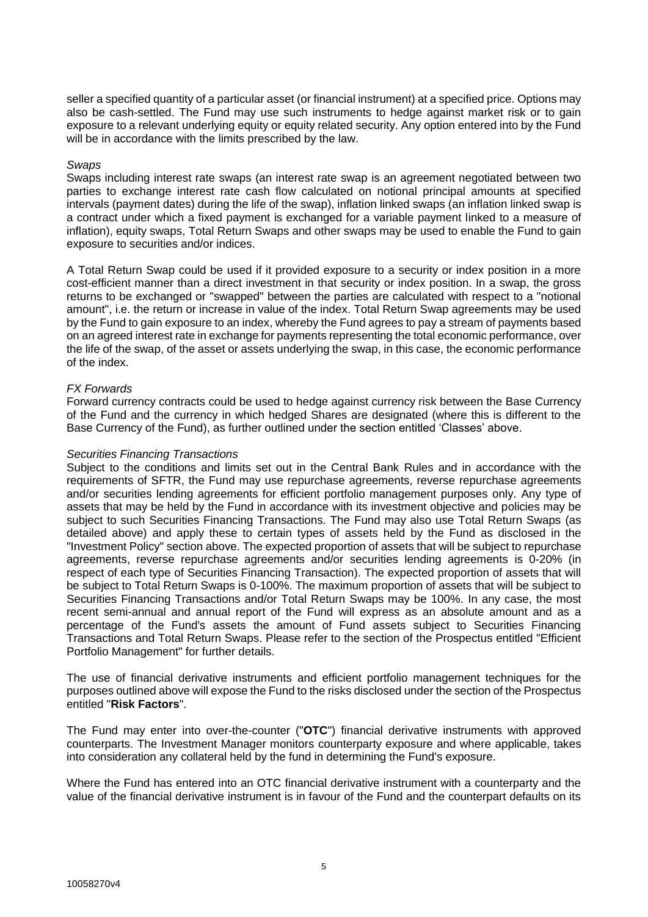seller a specified quantity of a particular asset (or financial instrument) at a specified price. Options may also be cash-settled. The Fund may use such instruments to hedge against market risk or to gain exposure to a relevant underlying equity or equity related security. Any option entered into by the Fund will be in accordance with the limits prescribed by the law.

*Swaps*

Swaps including interest rate swaps (an interest rate swap is an agreement negotiated between two parties to exchange interest rate cash flow calculated on notional principal amounts at specified intervals (payment dates) during the life of the swap), inflation linked swaps (an inflation linked swap is a contract under which a fixed payment is exchanged for a variable payment linked to a measure of inflation), equity swaps, Total Return Swaps and other swaps may be used to enable the Fund to gain exposure to securities and/or indices.

A Total Return Swap could be used if it provided exposure to a security or index position in a more cost-efficient manner than a direct investment in that security or index position. In a swap, the gross returns to be exchanged or "swapped" between the parties are calculated with respect to a "notional amount", i.e. the return or increase in value of the index. Total Return Swap agreements may be used by the Fund to gain exposure to an index, whereby the Fund agrees to pay a stream of payments based on an agreed interest rate in exchange for payments representing the total economic performance, over the life of the swap, of the asset or assets underlying the swap, in this case, the economic performance of the index.

*FX Forwards*

Forward currency contracts could be used to hedge against currency risk between the Base Currency of the Fund and the currency in which hedged Shares are designated (where this is different to the Base Currency of the Fund), as further outlined under the section entitled 'Classes' above.

*Securities Financing Transactions*

Subject to the conditions and limits set out in the Central Bank Rules and in accordance with the requirements of SFTR, the Fund may use repurchase agreements, reverse repurchase agreements and/or securities lending agreements for efficient portfolio management purposes only. Any type of assets that may be held by the Fund in accordance with its investment objective and policies may be subject to such Securities Financing Transactions. The Fund may also use Total Return Swaps (as detailed above) and apply these to certain types of assets held by the Fund as disclosed in the "Investment Policy" section above. The expected proportion of assets that will be subject to repurchase agreements, reverse repurchase agreements and/or securities lending agreements is 0-20% (in respect of each type of Securities Financing Transaction). The expected proportion of assets that will be subject to Total Return Swaps is 0-100%. The maximum proportion of assets that will be subject to Securities Financing Transactions and/or Total Return Swaps may be 100%. In any case, the most recent semi-annual and annual report of the Fund will express as an absolute amount and as a percentage of the Fund's assets the amount of Fund assets subject to Securities Financing Transactions and Total Return Swaps. Please refer to the section of the Prospectus entitled "Efficient Portfolio Management" for further details.

The use of financial derivative instruments and efficient portfolio management techniques for the purposes outlined above will expose the Fund to the risks disclosed under the section of the Prospectus entitled "**Risk Factors**".

The Fund may enter into over-the-counter ("**OTC**") financial derivative instruments with approved counterparts. The Investment Manager monitors counterparty exposure and where applicable, takes into consideration any collateral held by the fund in determining the Fund's exposure.

Where the Fund has entered into an OTC financial derivative instrument with a counterparty and the value of the financial derivative instrument is in favour of the Fund and the counterpart defaults on its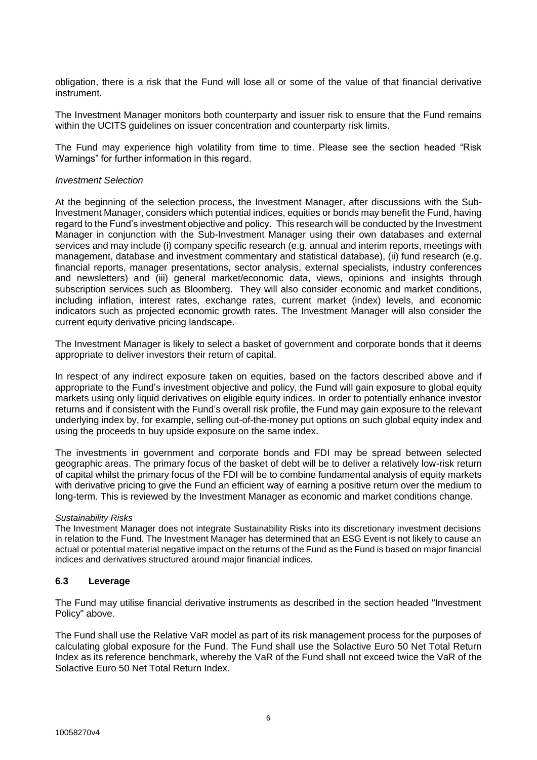obligation, there is a risk that the Fund will lose all or some of the value of that financial derivative instrument.

The Investment Manager monitors both counterparty and issuer risk to ensure that the Fund remains within the UCITS guidelines on issuer concentration and counterparty risk limits.

The Fund may experience high volatility from time to time. Please see the section headed "Risk Warnings" for further information in this regard.

*Investment Selection*

At the beginning of the selection process, the Investment Manager, after discussions with the Sub-Investment Manager, considers which potential indices, equities or bonds may benefit the Fund, having regard to the Fund's investment objective and policy. This research will be conducted by the Investment Manager in conjunction with the Sub-Investment Manager using their own databases and external services and may include (i) company specific research (e.g. annual and interim reports, meetings with management, database and investment commentary and statistical database), (ii) fund research (e.g. financial reports, manager presentations, sector analysis, external specialists, industry conferences and newsletters) and (iii) general market/economic data, views, opinions and insights through subscription services such as Bloomberg. They will also consider economic and market conditions, including inflation, interest rates, exchange rates, current market (index) levels, and economic indicators such as projected economic growth rates. The Investment Manager will also consider the current equity derivative pricing landscape.

The Investment Manager is likely to select a basket of government and corporate bonds that it deems appropriate to deliver investors their return of capital.

In respect of any indirect exposure taken on equities, based on the factors described above and if appropriate to the Fund's investment objective and policy, the Fund will gain exposure to global equity markets using only liquid derivatives on eligible equity indices. In order to potentially enhance investor returns and if consistent with the Fund's overall risk profile, the Fund may gain exposure to the relevant underlying index by, for example, selling out-of-the-money put options on such global equity index and using the proceeds to buy upside exposure on the same index.

The investments in government and corporate bonds and FDI may be spread between selected geographic areas. The primary focus of the basket of debt will be to deliver a relatively low-risk return of capital whilst the primary focus of the FDI will be to combine fundamental analysis of equity markets with derivative pricing to give the Fund an efficient way of earning a positive return over the medium to long-term. This is reviewed by the Investment Manager as economic and market conditions change.

*Sustainability Risks*

The Investment Manager does not integrate Sustainability Risks into its discretionary investment decisions in relation to the Fund. The Investment Manager has determined that an ESG Event is not likely to cause an actual or potential material negative impact on the returns of the Fund as the Fund is based on major financial indices and derivatives structured around major financial indices.

### 6.3 Leverage

The Fund may utilise financial derivative instruments as described in the section headed "Investment Policy" above.

The Fund shall use the Relative VaR model as part of its risk management process for the purposes of calculating global exposure for the Fund. The Fund shall use the Solactive Euro 50 Net Total Return Index as its reference benchmark, whereby the VaR of the Fund shall not exceed twice the VaR of the Solactive Euro 50 Net Total Return Index.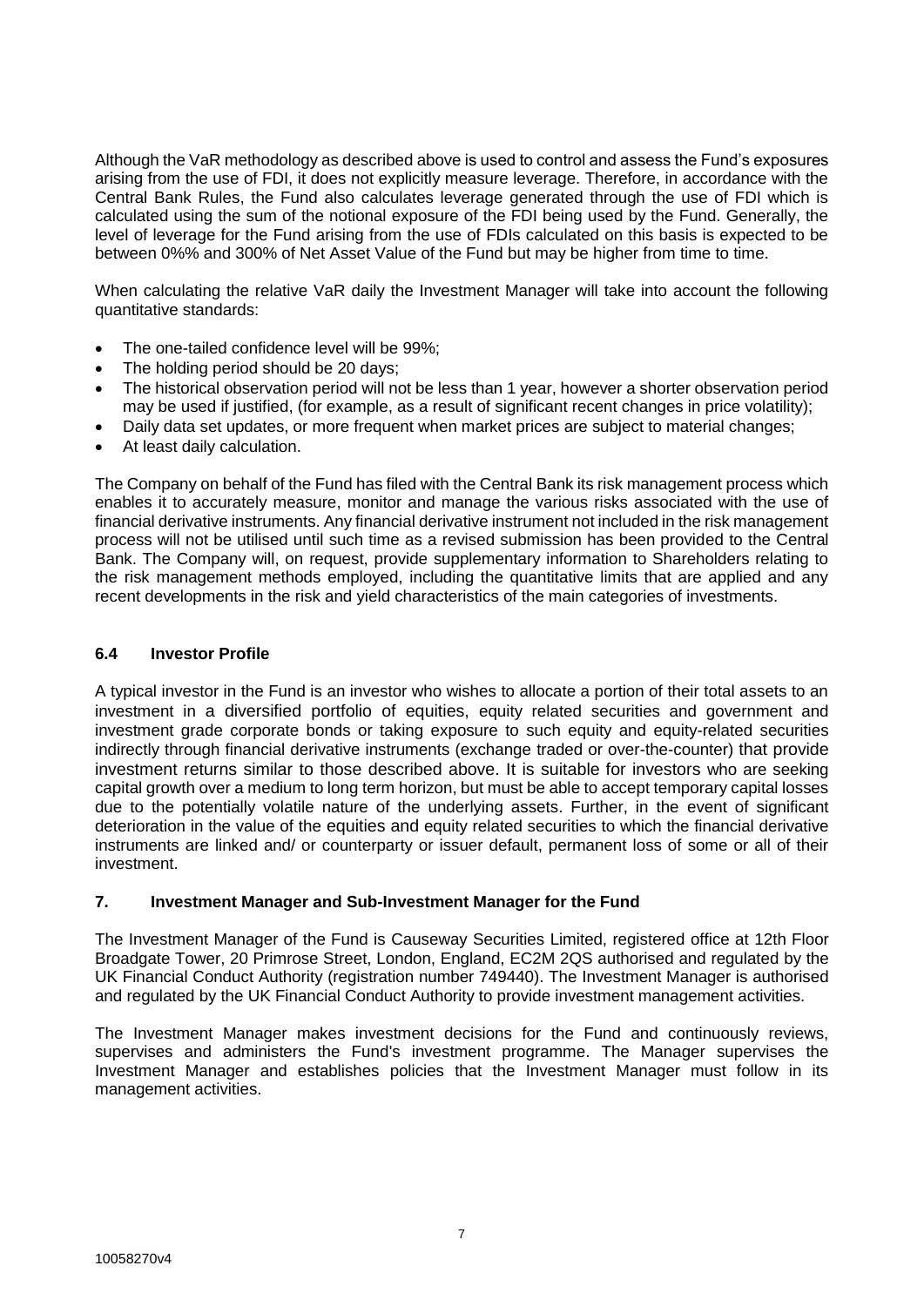Although the VaR methodology as described above is used to control and assess the Fund's exposures arising from the use of FDI, it does not explicitly measure leverage. Therefore, in accordance with the Central Bank Rules, the Fund also calculates leverage generated through the use of FDI which is calculated using the sum of the notional exposure of the FDI being used by the Fund. Generally, the level of leverage for the Fund arising from the use of FDIs calculated on this basis is expected to be between 0%% and 300% of Net Asset Value of the Fund but may be higher from time to time.

When calculating the relative VaR daily the Investment Manager will take into account the following quantitative standards:

- The one-tailed confidence level will be 99%;
- The holding period should be 20 days;
- The historical observation period will not be less than 1 year, however a shorter observation period may be used if justified, (for example, as a result of significant recent changes in price volatility);
- Daily data set updates, or more frequent when market prices are subject to material changes;
- At least daily calculation.

The Company on behalf of the Fund has filed with the Central Bank its risk management process which enables it to accurately measure, monitor and manage the various risks associated with the use of financial derivative instruments. Any financial derivative instrument not included in the risk management process will not be utilised until such time as a revised submission has been provided to the Central Bank. The Company will, on request, provide supplementary information to Shareholders relating to the risk management methods employed, including the quantitative limits that are applied and any recent developments in the risk and yield characteristics of the main categories of investments.

### 6.4 Investor Profile

A typical investor in the Fund is an investor who wishes to allocate a portion of their total assets to an investment in a diversified portfolio of equities, equity related securities and government and investment grade corporate bonds or taking exposure to such equity and equity-related securities indirectly through financial derivative instruments (exchange traded or over-the-counter) that provide investment returns similar to those described above. It is suitable for investors who are seeking capital growth over a medium to long term horizon, but must be able to accept temporary capital losses due to the potentially volatile nature of the underlying assets. Further, in the event of significant deterioration in the value of the equities and equity related securities to which the financial derivative instruments are linked and/ or counterparty or issuer default, permanent loss of some or all of their investment.

## 7. Investment Manager and Sub-Investment Manager for the Fund

The Investment Manager of the Fund is Causeway Securities Limited, registered office at 12th Floor Broadgate Tower, 20 Primrose Street, London, England, EC2M 2QS authorised and regulated by the UK Financial Conduct Authority (registration number 749440). The Investment Manager is authorised and regulated by the UK Financial Conduct Authority to provide investment management activities.

The Investment Manager makes investment decisions for the Fund and continuously reviews, supervises and administers the Fund's investment programme. The Manager supervises the Investment Manager and establishes policies that the Investment Manager must follow in its management activities.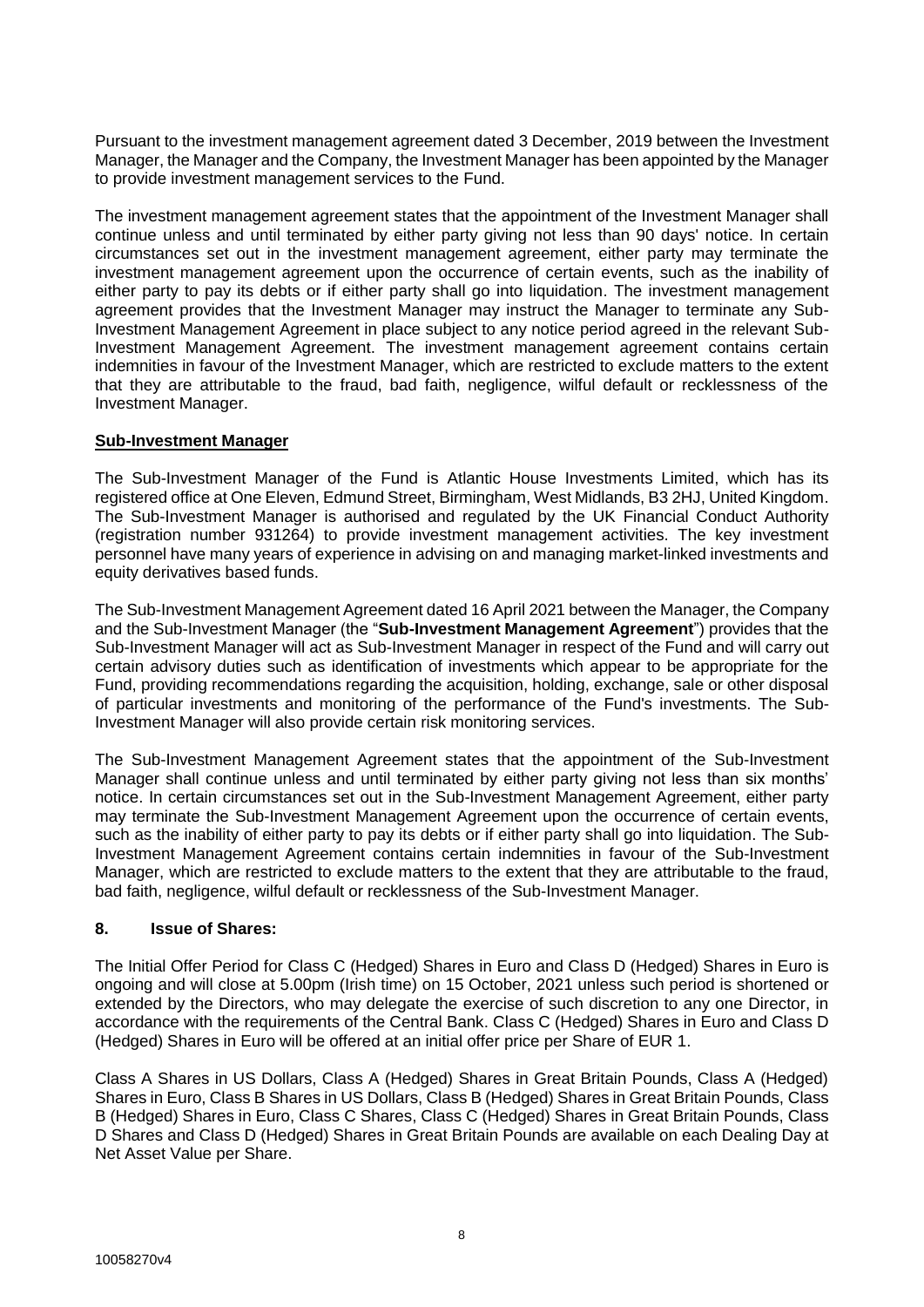Pursuant to the investment management agreement dated 3 December, 2019 between the Investment Manager, the Manager and the Company, the Investment Manager has been appointed by the Manager to provide investment management services to the Fund.

The investment management agreement states that the appointment of the Investment Manager shall continue unless and until terminated by either party giving not less than 90 days' notice. In certain circumstances set out in the investment management agreement, either party may terminate the investment management agreement upon the occurrence of certain events, such as the inability of either party to pay its debts or if either party shall go into liquidation. The investment management agreement provides that the Investment Manager may instruct the Manager to terminate any Sub-Investment Management Agreement in place subject to any notice period agreed in the relevant Sub-Investment Management Agreement. The investment management agreement contains certain indemnities in favour of the Investment Manager, which are restricted to exclude matters to the extent that they are attributable to the fraud, bad faith, negligence, wilful default or recklessness of the Investment Manager.

**Sub-Investment Manager**

The Sub-Investment Manager of the Fund is Atlantic House Investments Limited, which has its registered office at One Eleven, Edmund Street, Birmingham, West Midlands, B3 2HJ, United Kingdom. The Sub-Investment Manager is authorised and regulated by the UK Financial Conduct Authority (registration number 931264) to provide investment management activities. The key investment personnel have many years of experience in advising on and managing market-linked investments and equity derivatives based funds.

The Sub-Investment Management Agreement dated 16 April 2021 between the Manager, the Company and the Sub-Investment Manager (the "**Sub-Investment Management Agreement**") provides that the Sub-Investment Manager will act as Sub-Investment Manager in respect of the Fund and will carry out certain advisory duties such as identification of investments which appear to be appropriate for the Fund, providing recommendations regarding the acquisition, holding, exchange, sale or other disposal of particular investments and monitoring of the performance of the Fund's investments. The Sub-Investment Manager will also provide certain risk monitoring services.

The Sub-Investment Management Agreement states that the appointment of the Sub-Investment Manager shall continue unless and until terminated by either party giving not less than six months' notice. In certain circumstances set out in the Sub-Investment Management Agreement, either party may terminate the Sub-Investment Management Agreement upon the occurrence of certain events, such as the inability of either party to pay its debts or if either party shall go into liquidation. The Sub-Investment Management Agreement contains certain indemnities in favour of the Sub-Investment Manager, which are restricted to exclude matters to the extent that they are attributable to the fraud, bad faith, negligence, wilful default or recklessness of the Sub-Investment Manager.

## 8. Issue of Shares:

The Initial Offer Period for Class C (Hedged) Shares in Euro and Class D (Hedged) Shares in Euro is ongoing and will close at 5.00pm (Irish time) on 15 October, 2021 unless such period is shortened or extended by the Directors, who may delegate the exercise of such discretion to any one Director, in accordance with the requirements of the Central Bank. Class C (Hedged) Shares in Euro and Class D (Hedged) Shares in Euro will be offered at an initial offer price per Share of EUR 1.

Class A Shares in US Dollars, Class A (Hedged) Shares in Great Britain Pounds, Class A (Hedged) Shares in Euro, Class B Shares in US Dollars, Class B (Hedged) Shares in Great Britain Pounds, Class B (Hedged) Shares in Euro, Class C Shares, Class C (Hedged) Shares in Great Britain Pounds, Class D Shares and Class D (Hedged) Shares in Great Britain Pounds are available on each Dealing Day at Net Asset Value per Share.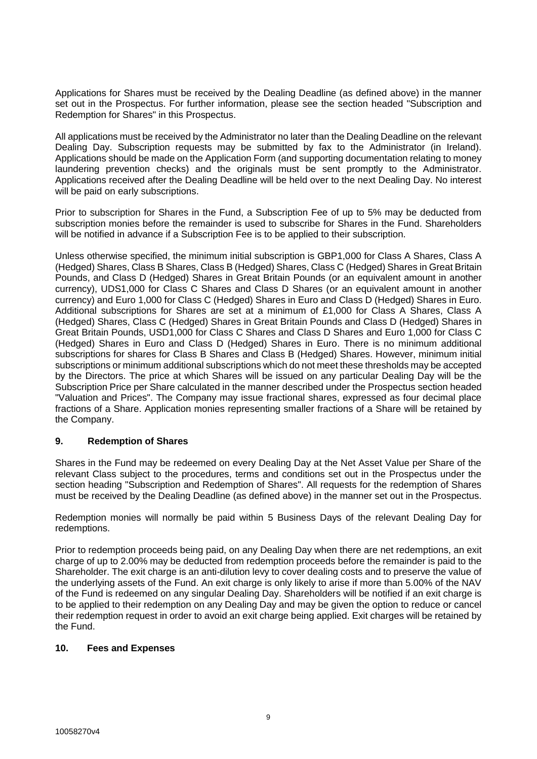Applications for Shares must be received by the Dealing Deadline (as defined above) in the manner set out in the Prospectus. For further information, please see the section headed "Subscription and Redemption for Shares" in this Prospectus.

All applications must be received by the Administrator no later than the Dealing Deadline on the relevant Dealing Day. Subscription requests may be submitted by fax to the Administrator (in Ireland). Applications should be made on the Application Form (and supporting documentation relating to money laundering prevention checks) and the originals must be sent promptly to the Administrator. Applications received after the Dealing Deadline will be held over to the next Dealing Day. No interest will be paid on early subscriptions.

Prior to subscription for Shares in the Fund, a Subscription Fee of up to 5% may be deducted from subscription monies before the remainder is used to subscribe for Shares in the Fund. Shareholders will be notified in advance if a Subscription Fee is to be applied to their subscription.

Unless otherwise specified, the minimum initial subscription is GBP1,000 for Class A Shares, Class A (Hedged) Shares, Class B Shares, Class B (Hedged) Shares, Class C (Hedged) Shares in Great Britain Pounds, and Class D (Hedged) Shares in Great Britain Pounds (or an equivalent amount in another currency), UDS1,000 for Class C Shares and Class D Shares (or an equivalent amount in another currency) and Euro 1,000 for Class C (Hedged) Shares in Euro and Class D (Hedged) Shares in Euro. Additional subscriptions for Shares are set at a minimum of £1,000 for Class A Shares, Class A (Hedged) Shares, Class C (Hedged) Shares in Great Britain Pounds and Class D (Hedged) Shares in Great Britain Pounds, USD1,000 for Class C Shares and Class D Shares and Euro 1,000 for Class C (Hedged) Shares in Euro and Class D (Hedged) Shares in Euro. There is no minimum additional subscriptions for shares for Class B Shares and Class B (Hedged) Shares. However, minimum initial subscriptions or minimum additional subscriptions which do not meet these thresholds may be accepted by the Directors. The price at which Shares will be issued on any particular Dealing Day will be the Subscription Price per Share calculated in the manner described under the Prospectus section headed "Valuation and Prices". The Company may issue fractional shares, expressed as four decimal place fractions of a Share. Application monies representing smaller fractions of a Share will be retained by the Company.

## 9. Redemption of Shares

Shares in the Fund may be redeemed on every Dealing Day at the Net Asset Value per Share of the relevant Class subject to the procedures, terms and conditions set out in the Prospectus under the section heading "Subscription and Redemption of Shares". All requests for the redemption of Shares must be received by the Dealing Deadline (as defined above) in the manner set out in the Prospectus.

Redemption monies will normally be paid within 5 Business Days of the relevant Dealing Day for redemptions.

Prior to redemption proceeds being paid, on any Dealing Day when there are net redemptions, an exit charge of up to 2.00% may be deducted from redemption proceeds before the remainder is paid to the Shareholder. The exit charge is an anti-dilution levy to cover dealing costs and to preserve the value of the underlying assets of the Fund. An exit charge is only likely to arise if more than 5.00% of the NAV of the Fund is redeemed on any singular Dealing Day. Shareholders will be notified if an exit charge is to be applied to their redemption on any Dealing Day and may be given the option to reduce or cancel their redemption request in order to avoid an exit charge being applied. Exit charges will be retained by the Fund.

## 10. Fees and Expenses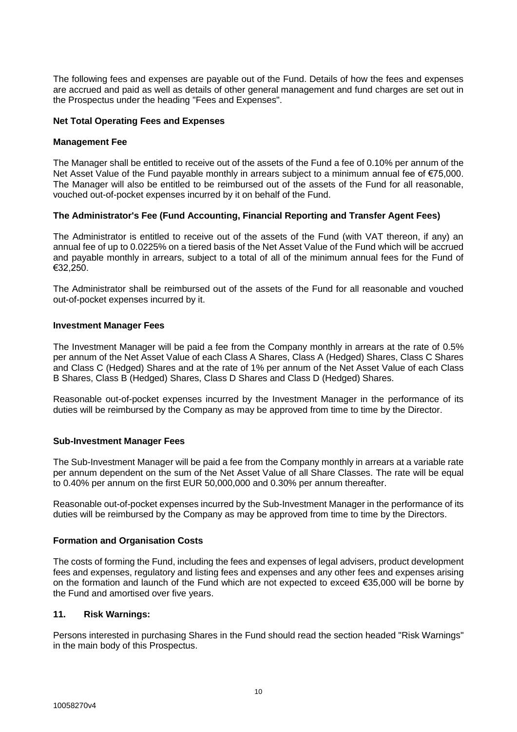The following fees and expenses are payable out of the Fund. Details of how the fees and expenses are accrued and paid as well as details of other general management and fund charges are set out in the Prospectus under the heading "Fees and Expenses".

**Net Total Operating Fees and Expenses**

**Management Fee**

The Manager shall be entitled to receive out of the assets of the Fund a fee of 0.10% per annum of the Net Asset Value of the Fund payable monthly in arrears subject to a minimum annual fee of €75,000. The Manager will also be entitled to be reimbursed out of the assets of the Fund for all reasonable, vouched out-of-pocket expenses incurred by it on behalf of the Fund.

**The Administrator's Fee (Fund Accounting, Financial Reporting and Transfer Agent Fees)**

The Administrator is entitled to receive out of the assets of the Fund (with VAT thereon, if any) an annual fee of up to 0.0225% on a tiered basis of the Net Asset Value of the Fund which will be accrued and payable monthly in arrears, subject to a total of all of the minimum annual fees for the Fund of €32,250.

The Administrator shall be reimbursed out of the assets of the Fund for all reasonable and vouched out-of-pocket expenses incurred by it.

**Investment Manager Fees**

The Investment Manager will be paid a fee from the Company monthly in arrears at the rate of 0.5% per annum of the Net Asset Value of each Class A Shares, Class A (Hedged) Shares, Class C Shares and Class C (Hedged) Shares and at the rate of 1% per annum of the Net Asset Value of each Class B Shares, Class B (Hedged) Shares, Class D Shares and Class D (Hedged) Shares.

Reasonable out-of-pocket expenses incurred by the Investment Manager in the performance of its duties will be reimbursed by the Company as may be approved from time to time by the Director.

**Sub-Investment Manager Fees**

The Sub-Investment Manager will be paid a fee from the Company monthly in arrears at a variable rate per annum dependent on the sum of the Net Asset Value of all Share Classes. The rate will be equal to 0.40% per annum on the first EUR 50,000,000 and 0.30% per annum thereafter.

Reasonable out-of-pocket expenses incurred by the Sub-Investment Manager in the performance of its duties will be reimbursed by the Company as may be approved from time to time by the Directors.

**Formation and Organisation Costs**

The costs of forming the Fund, including the fees and expenses of legal advisers, product development fees and expenses, regulatory and listing fees and expenses and any other fees and expenses arising on the formation and launch of the Fund which are not expected to exceed €35,000 will be borne by the Fund and amortised over five years.

**11. Risk Warnings:**

Persons interested in purchasing Shares in the Fund should read the section headed "Risk Warnings" in the main body of this Prospectus.

10058270v4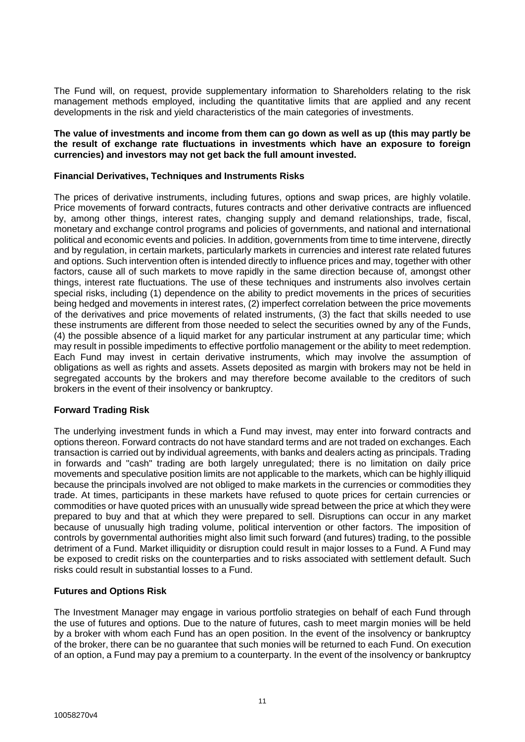The Fund will, on request, provide supplementary information to Shareholders relating to the risk management methods employed, including the quantitative limits that are applied and any recent developments in the risk and yield characteristics of the main categories of investments.

**The value of investments and income from them can go down as well as up (this may partly be the result of exchange rate fluctuations in investments which have an exposure to foreign currencies) and investors may not get back the full amount invested.**

**Financial Derivatives, Techniques and Instruments Risks**

The prices of derivative instruments, including futures, options and swap prices, are highly volatile. Price movements of forward contracts, futures contracts and other derivative contracts are influenced by, among other things, interest rates, changing supply and demand relationships, trade, fiscal, monetary and exchange control programs and policies of governments, and national and international political and economic events and policies. In addition, governments from time to time intervene, directly and by regulation, in certain markets, particularly markets in currencies and interest rate related futures and options. Such intervention often is intended directly to influence prices and may, together with other factors, cause all of such markets to move rapidly in the same direction because of, amongst other things, interest rate fluctuations. The use of these techniques and instruments also involves certain special risks, including (1) dependence on the ability to predict movements in the prices of securities being hedged and movements in interest rates, (2) imperfect correlation between the price movements of the derivatives and price movements of related instruments, (3) the fact that skills needed to use these instruments are different from those needed to select the securities owned by any of the Funds, (4) the possible absence of a liquid market for any particular instrument at any particular time; which may result in possible impediments to effective portfolio management or the ability to meet redemption. Each Fund may invest in certain derivative instruments, which may involve the assumption of obligations as well as rights and assets. Assets deposited as margin with brokers may not be held in segregated accounts by the brokers and may therefore become available to the creditors of such brokers in the event of their insolvency or bankruptcy.

**Forward Trading Risk**

The underlying investment funds in which a Fund may invest, may enter into forward contracts and options thereon. Forward contracts do not have standard terms and are not traded on exchanges. Each transaction is carried out by individual agreements, with banks and dealers acting as principals. Trading in forwards and "cash" trading are both largely unregulated; there is no limitation on daily price movements and speculative position limits are not applicable to the markets, which can be highly illiquid because the principals involved are not obliged to make markets in the currencies or commodities they trade. At times, participants in these markets have refused to quote prices for certain currencies or commodities or have quoted prices with an unusually wide spread between the price at which they were prepared to buy and that at which they were prepared to sell. Disruptions can occur in any market because of unusually high trading volume, political intervention or other factors. The imposition of controls by governmental authorities might also limit such forward (and futures) trading, to the possible detriment of a Fund. Market illiquidity or disruption could result in major losses to a Fund. A Fund may be exposed to credit risks on the counterparties and to risks associated with settlement default. Such risks could result in substantial losses to a Fund.

**Futures and Options Risk**

The Investment Manager may engage in various portfolio strategies on behalf of each Fund through the use of futures and options. Due to the nature of futures, cash to meet margin monies will be held by a broker with whom each Fund has an open position. In the event of the insolvency or bankruptcy of the broker, there can be no guarantee that such monies will be returned to each Fund. On execution of an option, a Fund may pay a premium to a counterparty. In the event of the insolvency or bankruptcy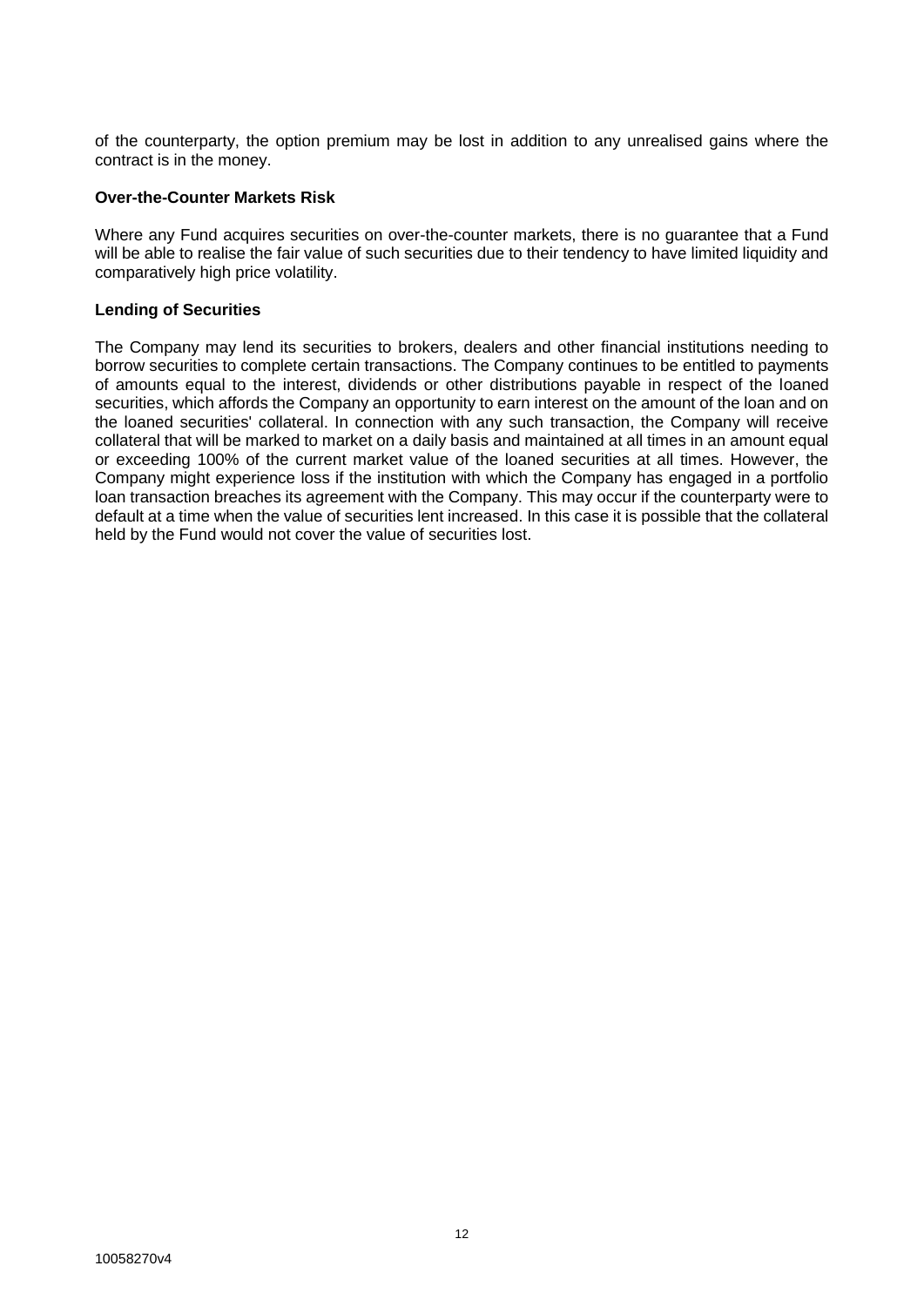of the counterparty, the option premium may be lost in addition to any unrealised gains where the contract is in the money.

**Over-the-Counter Markets Risk**

Where any Fund acquires securities on over-the-counter markets, there is no guarantee that a Fund will be able to realise the fair value of such securities due to their tendency to have limited liquidity and comparatively high price volatility.

**Lending of Securities**

The Company may lend its securities to brokers, dealers and other financial institutions needing to borrow securities to complete certain transactions. The Company continues to be entitled to payments of amounts equal to the interest, dividends or other distributions payable in respect of the loaned securities, which affords the Company an opportunity to earn interest on the amount of the loan and on the loaned securities' collateral. In connection with any such transaction, the Company will receive collateral that will be marked to market on a daily basis and maintained at all times in an amount equal or exceeding 100% of the current market value of the loaned securities at all times. However, the Company might experience loss if the institution with which the Company has engaged in a portfolio loan transaction breaches its agreement with the Company. This may occur if the counterparty were to default at a time when the value of securities lent increased. In this case it is possible that the collateral held by the Fund would not cover the value of securities lost.